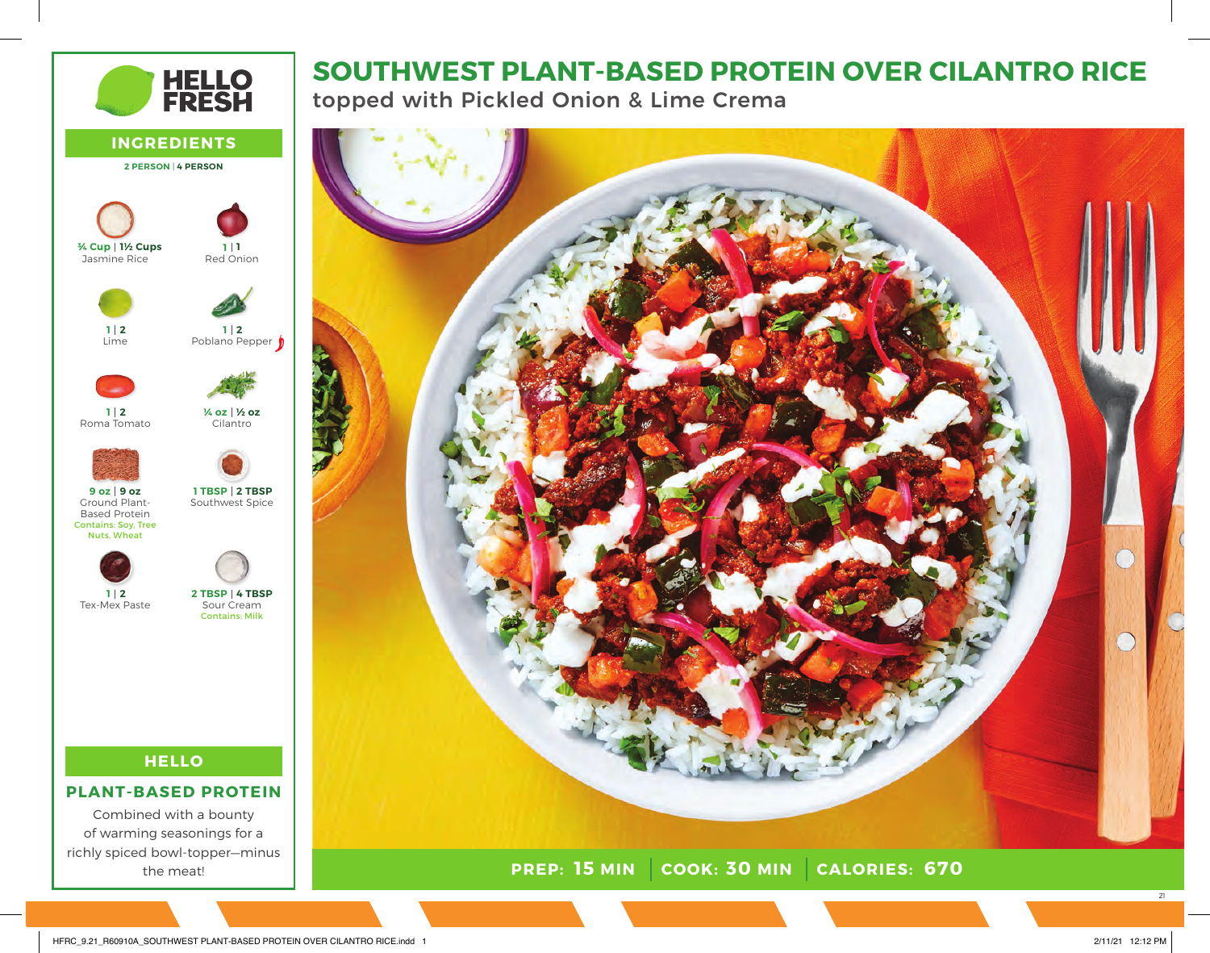# SOUTHWEST PLANT-BASED PROTEIN OVER CILANTRO RICE

topped with Pickled Onion & Lime Crema

## INGREDIENTS

**2 PERSON** | **4 PERSON**

| 2 Person \| 4 Person | Ingredient |
| --- | --- |
| ¾ Cup \| 1½ Cups | Jasmine Rice |
| 1 \| 1 | Red Onion |
| 1 \| 2 | Lime |
| 1 \| 2 | Poblano Pepper |
| 1 \| 2 | Roma Tomato |
| ¼ oz \| ½ oz | Cilantro |
| 9 oz \| 9 oz | Ground Plant-Based Protein (Contains: Soy, Tree Nuts, Wheat) |
| 1 TBSP \| 2 TBSP | Southwest Spice |
| 1 \| 2 | Tex-Mex Paste |
| 2 TBSP \| 4 TBSP | Sour Cream (Contains: Milk) |

## HELLO

### PLANT-BASED PROTEIN

Combined with a bounty of warming seasonings for a richly spiced bowl-topper—minus the meat!

**PREP: 15 MIN** | **COOK: 30 MIN** | **CALORIES: 670**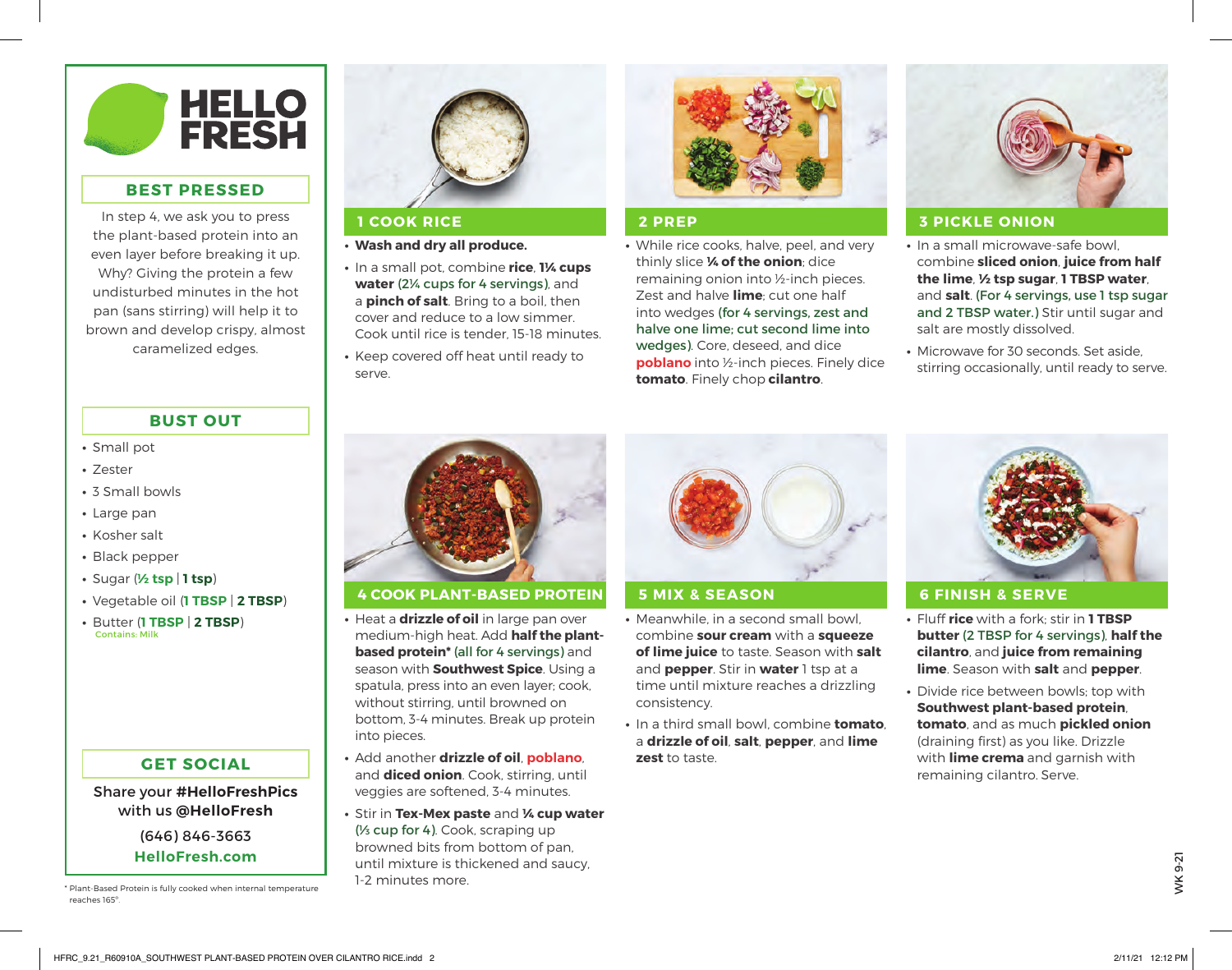# HELLO FRESH

## BEST PRESSED

In step 4, we ask you to press the plant-based protein into an even layer before breaking it up. Why? Giving the protein a few undisturbed minutes in the hot pan (sans stirring) will help it to brown and develop crispy, almost caramelized edges.

## BUST OUT

- Small pot
- Zester
- 3 Small bowls
- Large pan
- Kosher salt
- Black pepper
- Sugar (**½ tsp** | **1 tsp**)
- Vegetable oil (**1 TBSP** | **2 TBSP**)
- Butter (**1 TBSP** | **2 TBSP**)
  Contains: Milk

## GET SOCIAL

Share your **#HelloFreshPics** with us **@HelloFresh**

(646) 846-3663

**HelloFresh.com**

* Plant-Based Protein is fully cooked when internal temperature reaches 165°.

## 1 COOK RICE

- **Wash and dry all produce.**
- In a small pot, combine **rice**, **1¼ cups water** (2¼ cups for 4 servings), and a **pinch of salt**. Bring to a boil, then cover and reduce to a low simmer. Cook until rice is tender, 15-18 minutes.
- Keep covered off heat until ready to serve.

## 2 PREP

- While rice cooks, halve, peel, and very thinly slice **¼ of the onion**; dice remaining onion into ½-inch pieces. Zest and halve **lime**; cut one half into wedges (for 4 servings, zest and halve one lime; cut second lime into wedges). Core, deseed, and dice **poblano** into ½-inch pieces. Finely dice **tomato**. Finely chop **cilantro**.

## 3 PICKLE ONION

- In a small microwave-safe bowl, combine **sliced onion**, **juice from half the lime**, **½ tsp sugar**, **1 TBSP water**, and **salt**. (For 4 servings, use 1 tsp sugar and 2 TBSP water.) Stir until sugar and salt are mostly dissolved.
- Microwave for 30 seconds. Set aside, stirring occasionally, until ready to serve.

## 4 COOK PLANT-BASED PROTEIN

- Heat a **drizzle of oil** in large pan over medium-high heat. Add **half the plant-based protein*** (all for 4 servings) and season with **Southwest Spice**. Using a spatula, press into an even layer; cook, without stirring, until browned on bottom, 3-4 minutes. Break up protein into pieces.
- Add another **drizzle of oil**, **poblano**, and **diced onion**. Cook, stirring, until veggies are softened, 3-4 minutes.
- Stir in **Tex-Mex paste** and **¼ cup water** (⅓ cup for 4). Cook, scraping up browned bits from bottom of pan, until mixture is thickened and saucy, 1-2 minutes more.

## 5 MIX & SEASON

- Meanwhile, in a second small bowl, combine **sour cream** with a **squeeze of lime juice** to taste. Season with **salt** and **pepper**. Stir in **water** 1 tsp at a time until mixture reaches a drizzling consistency.
- In a third small bowl, combine **tomato**, a **drizzle of oil**, **salt**, **pepper**, and **lime zest** to taste.

## 6 FINISH & SERVE

- Fluff **rice** with a fork; stir in **1 TBSP butter** (2 TBSP for 4 servings), **half the cilantro**, and **juice from remaining lime**. Season with **salt** and **pepper**.
- Divide rice between bowls; top with **Southwest plant-based protein**, **tomato**, and as much **pickled onion** (draining first) as you like. Drizzle with **lime crema** and garnish with remaining cilantro. Serve.

WK 9-21